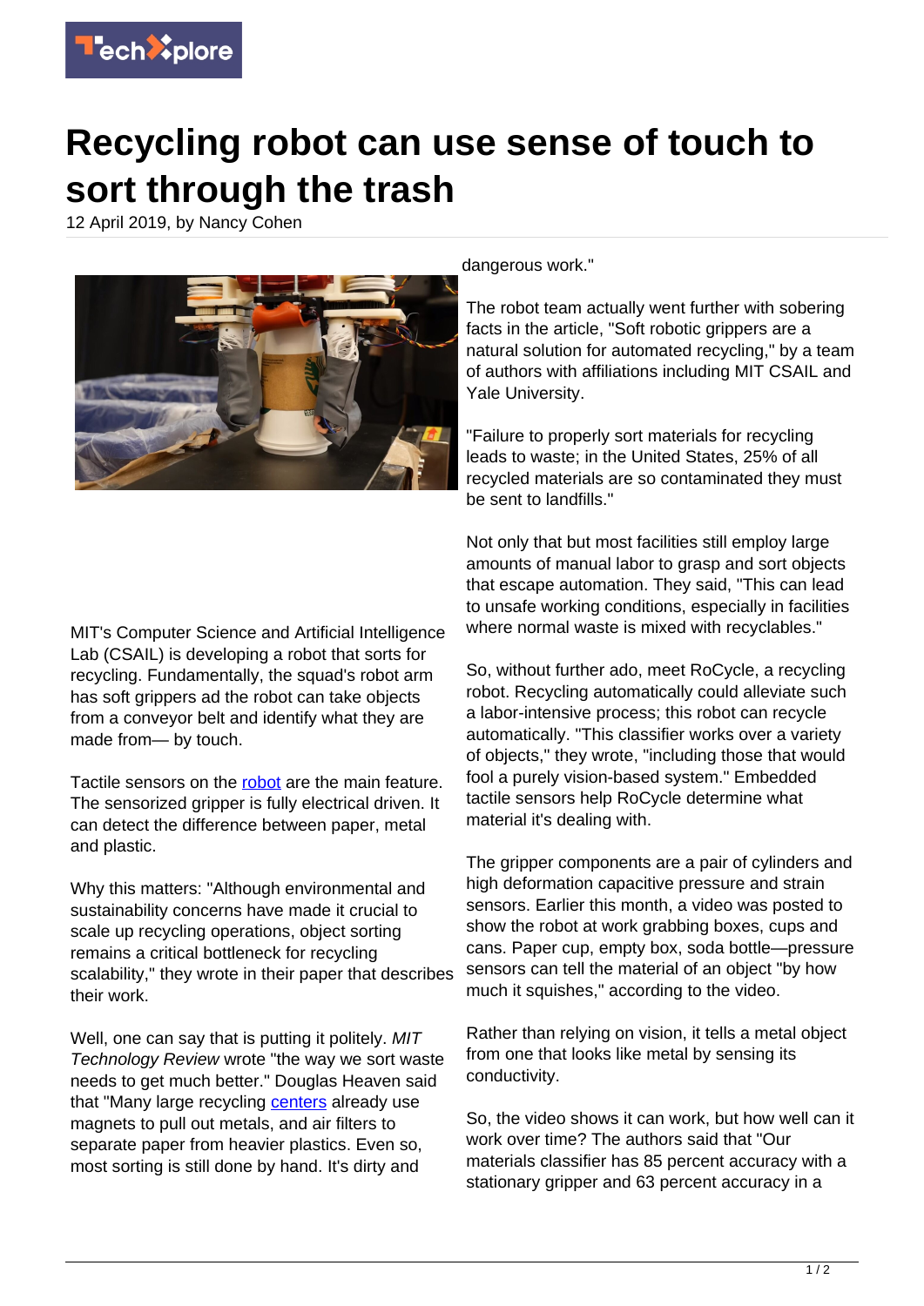# Recycling robot can use sense of touch to sort through the trash

12 April 2019, by Nancy Cohen

MIT's Computer Science and Artificial Intelligence Lab (CSAIL) is developing a robot that sorts for recycling. Fundamentally, the squad's robot arm has soft grippers ad the robot can take objects from a conveyor belt and identify what they are made from— by touch.

Tactile sensors on the robot are the main feature. The sensorized gripper is fully electrical driven. It can detect the difference between paper, metal and plastic.

Why this matters: "Although environmental and sustainability concerns have made it crucial to scale up recycling operations, object sorting remains a critical bottleneck for recycling scalability," they wrote in their paper that describes their work.

Well, one can say that is putting it politely. *MIT Technology Review* wrote "the way we sort waste needs to get much better." Douglas Heaven said that "Many large recycling centers already use magnets to pull out metals, and air filters to separate paper from heavier plastics. Even so, most sorting is still done by hand. It's dirty and dangerous work."

The robot team actually went further with sobering facts in the article, "Soft robotic grippers are a natural solution for automated recycling," by a team of authors with affiliations including MIT CSAIL and Yale University.

"Failure to properly sort materials for recycling leads to waste; in the United States, 25% of all recycled materials are so contaminated they must be sent to landfills."

Not only that but most facilities still employ large amounts of manual labor to grasp and sort objects that escape automation. They said, "This can lead to unsafe working conditions, especially in facilities where normal waste is mixed with recyclables."

So, without further ado, meet RoCycle, a recycling robot. Recycling automatically could alleviate such a labor-intensive process; this robot can recycle automatically. "This classifier works over a variety of objects," they wrote, "including those that would fool a purely vision-based system." Embedded tactile sensors help RoCycle determine what material it's dealing with.

The gripper components are a pair of cylinders and high deformation capacitive pressure and strain sensors. Earlier this month, a video was posted to show the robot at work grabbing boxes, cups and cans. Paper cup, empty box, soda bottle—pressure sensors can tell the material of an object "by how much it squishes," according to the video.

Rather than relying on vision, it tells a metal object from one that looks like metal by sensing its conductivity.

So, the video shows it can work, but how well can it work over time? The authors said that "Our materials classifier has 85 percent accuracy with a stationary gripper and 63 percent accuracy in a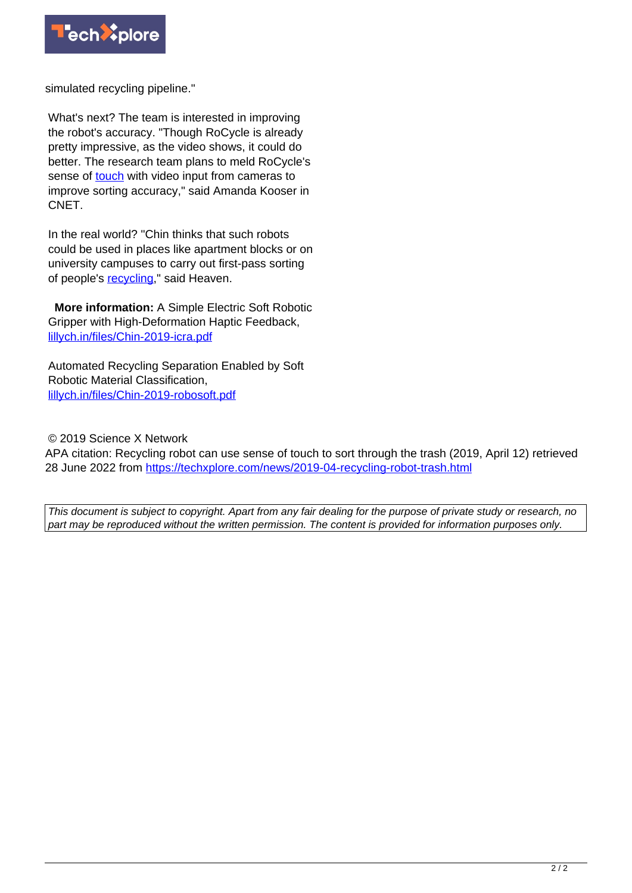simulated recycling pipeline."

What's next? The team is interested in improving the robot's accuracy. "Though RoCycle is already pretty impressive, as the video shows, it could do better. The research team plans to meld RoCycle's sense of touch with video input from cameras to improve sorting accuracy," said Amanda Kooser in CNET.

In the real world? "Chin thinks that such robots could be used in places like apartment blocks or on university campuses to carry out first-pass sorting of people's recycling," said Heaven.

**More information:** A Simple Electric Soft Robotic Gripper with High-Deformation Haptic Feedback, lillych.in/files/Chin-2019-icra.pdf

Automated Recycling Separation Enabled by Soft Robotic Material Classification, lillych.in/files/Chin-2019-robosoft.pdf

© 2019 Science X Network

APA citation: Recycling robot can use sense of touch to sort through the trash (2019, April 12) retrieved 28 June 2022 from https://techxplore.com/news/2019-04-recycling-robot-trash.html

*This document is subject to copyright. Apart from any fair dealing for the purpose of private study or research, no part may be reproduced without the written permission. The content is provided for information purposes only.*